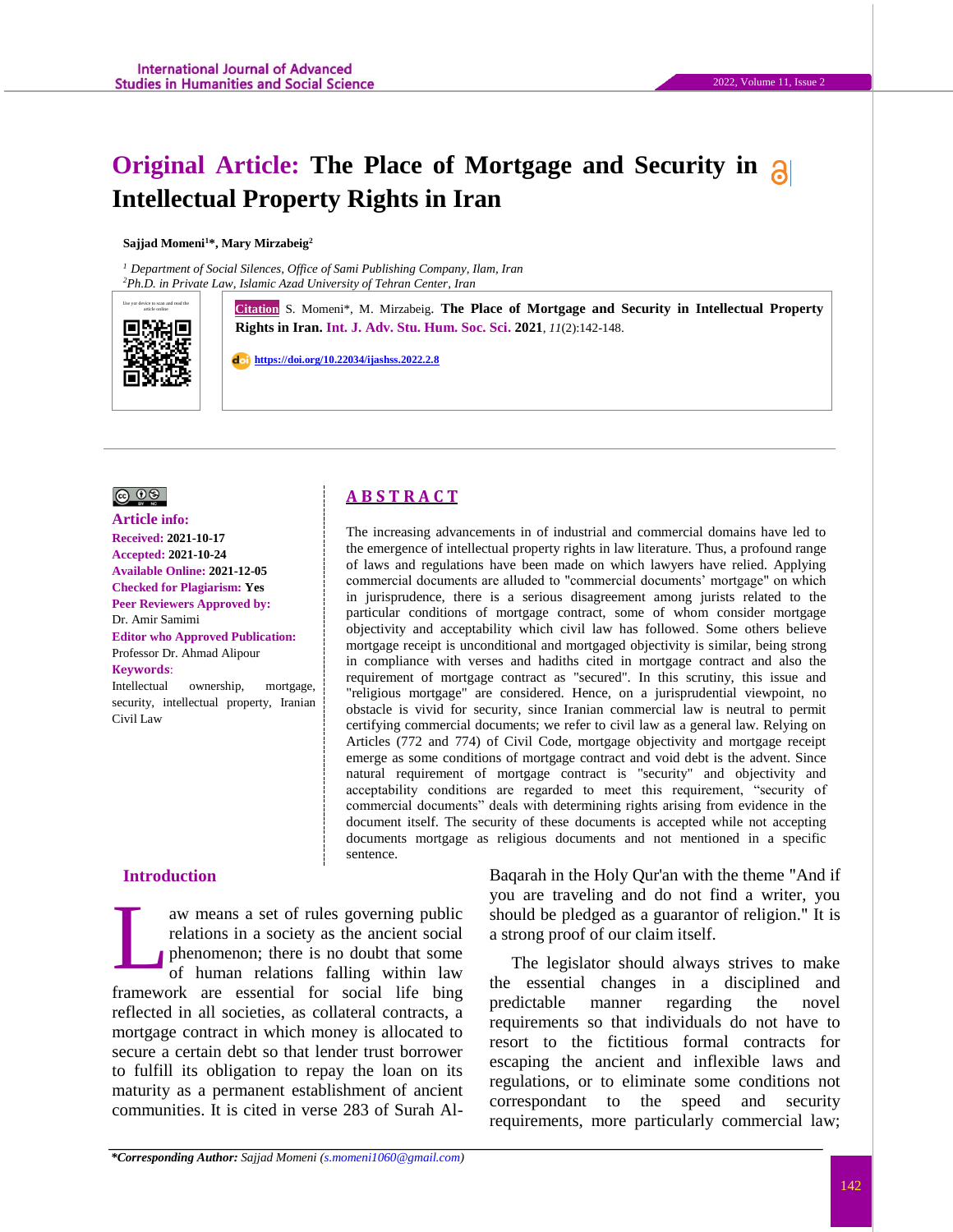# Original Article: The Place of Mortgage and Security in Intellectual Property Rights in Iran

**Sajjad Momeni[1]*, Mary Mirzabeig[2]**

[1] *Department of Social Silences, Office of Sami Publishing Company, Ilam, Iran*
[2] *Ph.D. in Private Law, Islamic Azad University of Tehran Center, Iran*

**Citation** S. Momeni*, M. Mirzabeig. **The Place of Mortgage and Security in Intellectual Property Rights in Iran.** Int. J. Adv. Stu. Hum. Soc. Sci. **2021**, *11*(2):142-148.

https://doi.org/10.22034/ijashss.2022.2.8

**Article info:**
**Received:** 2021-10-17
**Accepted:** 2021-10-24
**Available Online:** 2021-12-05
**Checked for Plagiarism:** Yes
**Peer Reviewers Approved by:**
Dr. Amir Samimi
**Editor who Approved Publication:**
Professor Dr. Ahmad Alipour
**Keywords**:
Intellectual ownership, mortgage, security, intellectual property, Iranian Civil Law

## ABSTRACT

The increasing advancements in of industrial and commercial domains have led to the emergence of intellectual property rights in law literature. Thus, a profound range of laws and regulations have been made on which lawyers have relied. Applying commercial documents are alluded to "commercial documents' mortgage" on which in jurisprudence, there is a serious disagreement among jurists related to the particular conditions of mortgage contract, some of whom consider mortgage objectivity and acceptability which civil law has followed. Some others believe mortgage receipt is unconditional and mortgaged objectivity is similar, being strong in compliance with verses and hadiths cited in mortgage contract and also the requirement of mortgage contract as "secured". In this scrutiny, this issue and "religious mortgage" are considered. Hence, on a jurisprudential viewpoint, no obstacle is vivid for security, since Iranian commercial law is neutral to permit certifying commercial documents; we refer to civil law as a general law. Relying on Articles (772 and 774) of Civil Code, mortgage objectivity and mortgage receipt emerge as some conditions of mortgage contract and void debt is the advent. Since natural requirement of mortgage contract is "security" and objectivity and acceptability conditions are regarded to meet this requirement, "security of commercial documents" deals with determining rights arising from evidence in the document itself. The security of these documents is accepted while not accepting documents mortgage as religious documents and not mentioned in a specific sentence.

## Introduction

Law means a set of rules governing public relations in a society as the ancient social phenomenon; there is no doubt that some of human relations falling within law framework are essential for social life bing reflected in all societies, as collateral contracts, a mortgage contract in which money is allocated to secure a certain debt so that lender trust borrower to fulfill its obligation to repay the loan on its maturity as a permanent establishment of ancient communities. It is cited in verse 283 of Surah Al-Baqarah in the Holy Qur'an with the theme "And if you are traveling and do not find a writer, you should be pledged as a guarantor of religion." It is a strong proof of our claim itself.

The legislator should always strives to make the essential changes in a disciplined and predictable manner regarding the novel requirements so that individuals do not have to resort to the fictitious formal contracts for escaping the ancient and inflexible laws and regulations, or to eliminate some conditions not correspondant to the speed and security requirements, more particularly commercial law;

***Corresponding Author:** *Sajjad Momeni (s.momeni1060@gmail.com)*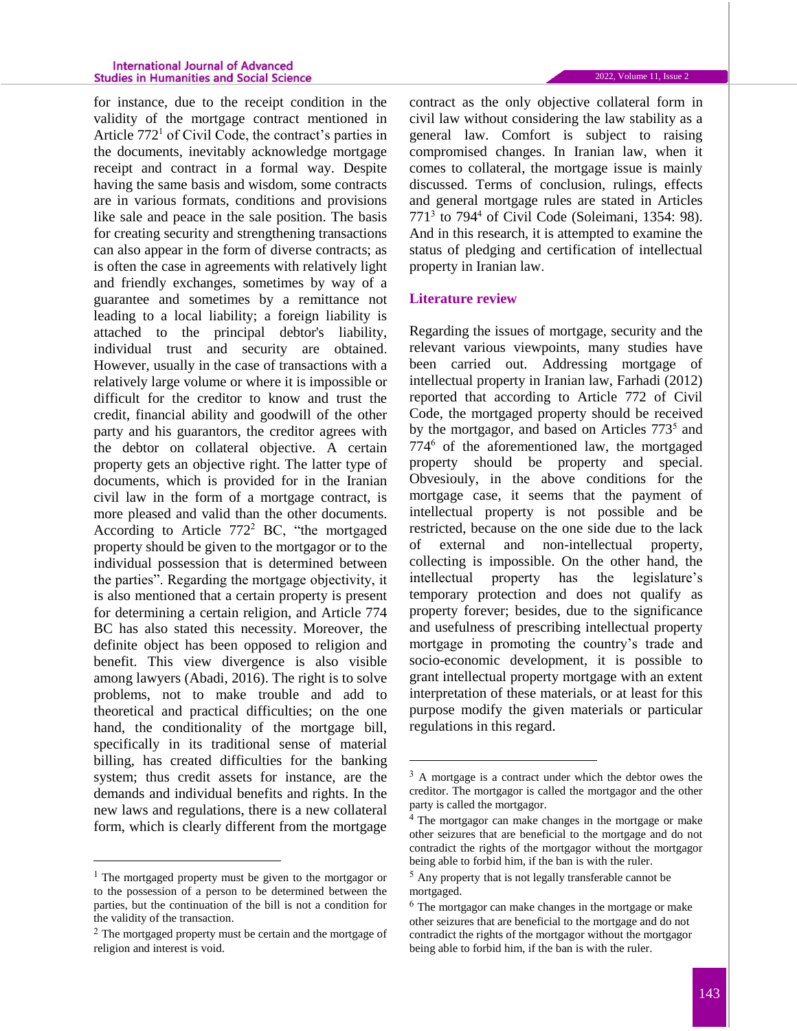for instance, due to the receipt condition in the validity of the mortgage contract mentioned in Article 772[1] of Civil Code, the contract's parties in the documents, inevitably acknowledge mortgage receipt and contract in a formal way. Despite having the same basis and wisdom, some contracts are in various formats, conditions and provisions like sale and peace in the sale position. The basis for creating security and strengthening transactions can also appear in the form of diverse contracts; as is often the case in agreements with relatively light and friendly exchanges, sometimes by way of a guarantee and sometimes by a remittance not leading to a local liability; a foreign liability is attached to the principal debtor's liability, individual trust and security are obtained. However, usually in the case of transactions with a relatively large volume or where it is impossible or difficult for the creditor to know and trust the credit, financial ability and goodwill of the other party and his guarantors, the creditor agrees with the debtor on collateral objective. A certain property gets an objective right. The latter type of documents, which is provided for in the Iranian civil law in the form of a mortgage contract, is more pleased and valid than the other documents. According to Article 772[2] BC, "the mortgaged property should be given to the mortgagor or to the individual possession that is determined between the parties". Regarding the mortgage objectivity, it is also mentioned that a certain property is present for determining a certain religion, and Article 774 BC has also stated this necessity. Moreover, the definite object has been opposed to religion and benefit. This view divergence is also visible among lawyers (Abadi, 2016). The right is to solve problems, not to make trouble and add to theoretical and practical difficulties; on the one hand, the conditionality of the mortgage bill, specifically in its traditional sense of material billing, has created difficulties for the banking system; thus credit assets for instance, are the demands and individual benefits and rights. In the new laws and regulations, there is a new collateral form, which is clearly different from the mortgage contract as the only objective collateral form in civil law without considering the law stability as a general law. Comfort is subject to raising compromised changes. In Iranian law, when it comes to collateral, the mortgage issue is mainly discussed. Terms of conclusion, rulings, effects and general mortgage rules are stated in Articles 771[3] to 794[4] of Civil Code (Soleimani, 1354: 98). And in this research, it is attempted to examine the status of pledging and certification of intellectual property in Iranian law.

## Literature review

Regarding the issues of mortgage, security and the relevant various viewpoints, many studies have been carried out. Addressing mortgage of intellectual property in Iranian law, Farhadi (2012) reported that according to Article 772 of Civil Code, the mortgaged property should be received by the mortgagor, and based on Articles 773[5] and 774[6] of the aforementioned law, the mortgaged property should be property and special. Obvesiouly, in the above conditions for the mortgage case, it seems that the payment of intellectual property is not possible and be restricted, because on the one side due to the lack of external and non-intellectual property, collecting is impossible. On the other hand, the intellectual property has the legislature's temporary protection and does not qualify as property forever; besides, due to the significance and usefulness of prescribing intellectual property mortgage in promoting the country's trade and socio-economic development, it is possible to grant intellectual property mortgage with an extent interpretation of these materials, or at least for this purpose modify the given materials or particular regulations in this regard.

---

[1] The mortgaged property must be given to the mortgagor or to the possession of a person to be determined between the parties, but the continuation of the bill is not a condition for the validity of the transaction.

[2] The mortgaged property must be certain and the mortgage of religion and interest is void.

[3] A mortgage is a contract under which the debtor owes the creditor. The mortgagor is called the mortgagor and the other party is called the mortgagor.

[4] The mortgagor can make changes in the mortgage or make other seizures that are beneficial to the mortgage and do not contradict the rights of the mortgagor without the mortgagor being able to forbid him, if the ban is with the ruler.

[5] Any property that is not legally transferable cannot be mortgaged.

[6] The mortgagor can make changes in the mortgage or make other seizures that are beneficial to the mortgage and do not contradict the rights of the mortgagor without the mortgagor being able to forbid him, if the ban is with the ruler.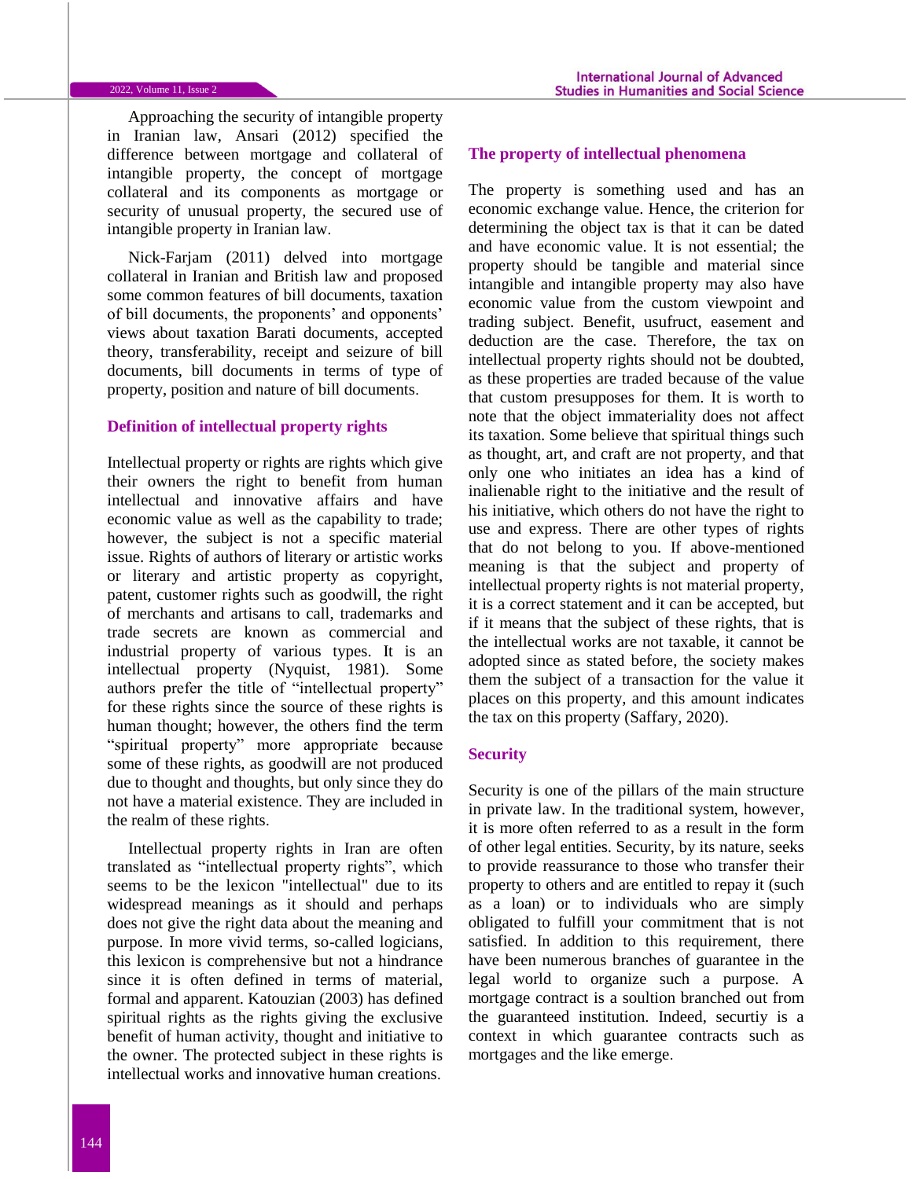Approaching the security of intangible property in Iranian law, Ansari (2012) specified the difference between mortgage and collateral of intangible property, the concept of mortgage collateral and its components as mortgage or security of unusual property, the secured use of intangible property in Iranian law.

Nick-Farjam (2011) delved into mortgage collateral in Iranian and British law and proposed some common features of bill documents, taxation of bill documents, the proponents' and opponents' views about taxation Barati documents, accepted theory, transferability, receipt and seizure of bill documents, bill documents in terms of type of property, position and nature of bill documents.

## Definition of intellectual property rights

Intellectual property or rights are rights which give their owners the right to benefit from human intellectual and innovative affairs and have economic value as well as the capability to trade; however, the subject is not a specific material issue. Rights of authors of literary or artistic works or literary and artistic property as copyright, patent, customer rights such as goodwill, the right of merchants and artisans to call, trademarks and trade secrets are known as commercial and industrial property of various types. It is an intellectual property (Nyquist, 1981). Some authors prefer the title of "intellectual property" for these rights since the source of these rights is human thought; however, the others find the term "spiritual property" more appropriate because some of these rights, as goodwill are not produced due to thought and thoughts, but only since they do not have a material existence. They are included in the realm of these rights.

Intellectual property rights in Iran are often translated as "intellectual property rights", which seems to be the lexicon "intellectual" due to its widespread meanings as it should and perhaps does not give the right data about the meaning and purpose. In more vivid terms, so-called logicians, this lexicon is comprehensive but not a hindrance since it is often defined in terms of material, formal and apparent. Katouzian (2003) has defined spiritual rights as the rights giving the exclusive benefit of human activity, thought and initiative to the owner. The protected subject in these rights is intellectual works and innovative human creations.

## The property of intellectual phenomena

The property is something used and has an economic exchange value. Hence, the criterion for determining the object tax is that it can be dated and have economic value. It is not essential; the property should be tangible and material since intangible and intangible property may also have economic value from the custom viewpoint and trading subject. Benefit, usufruct, easement and deduction are the case. Therefore, the tax on intellectual property rights should not be doubted, as these properties are traded because of the value that custom presupposes for them. It is worth to note that the object immateriality does not affect its taxation. Some believe that spiritual things such as thought, art, and craft are not property, and that only one who initiates an idea has a kind of inalienable right to the initiative and the result of his initiative, which others do not have the right to use and express. There are other types of rights that do not belong to you. If above-mentioned meaning is that the subject and property of intellectual property rights is not material property, it is a correct statement and it can be accepted, but if it means that the subject of these rights, that is the intellectual works are not taxable, it cannot be adopted since as stated before, the society makes them the subject of a transaction for the value it places on this property, and this amount indicates the tax on this property (Saffary, 2020).

## Security

Security is one of the pillars of the main structure in private law. In the traditional system, however, it is more often referred to as a result in the form of other legal entities. Security, by its nature, seeks to provide reassurance to those who transfer their property to others and are entitled to repay it (such as a loan) or to individuals who are simply obligated to fulfill your commitment that is not satisfied. In addition to this requirement, there have been numerous branches of guarantee in the legal world to organize such a purpose. A mortgage contract is a soultion branched out from the guaranteed institution. Indeed, securtiy is a context in which guarantee contracts such as mortgages and the like emerge.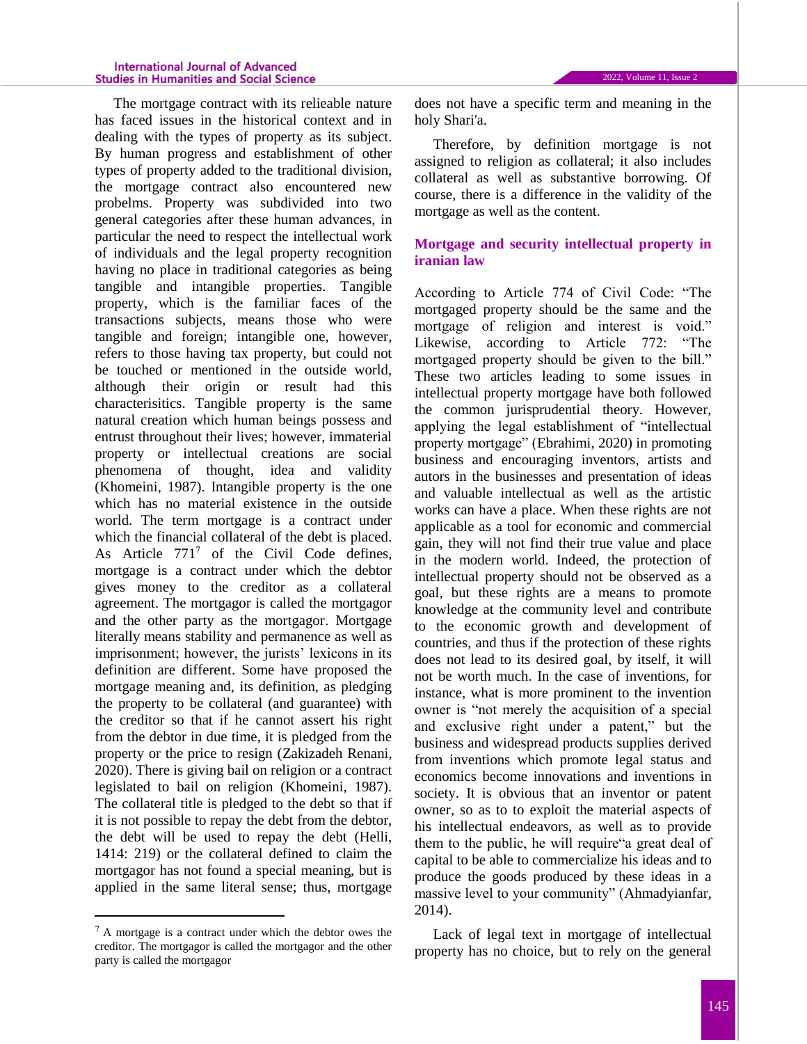The mortgage contract with its relieable nature has faced issues in the historical context and in dealing with the types of property as its subject. By human progress and establishment of other types of property added to the traditional division, the mortgage contract also encountered new probelms. Property was subdivided into two general categories after these human advances, in particular the need to respect the intellectual work of individuals and the legal property recognition having no place in traditional categories as being tangible and intangible properties. Tangible property, which is the familiar faces of the transactions subjects, means those who were tangible and foreign; intangible one, however, refers to those having tax property, but could not be touched or mentioned in the outside world, although their origin or result had this characterisitics. Tangible property is the same natural creation which human beings possess and entrust throughout their lives; however, immaterial property or intellectual creations are social phenomena of thought, idea and validity (Khomeini, 1987). Intangible property is the one which has no material existence in the outside world. The term mortgage is a contract under which the financial collateral of the debt is placed. As Article 771[7] of the Civil Code defines, mortgage is a contract under which the debtor gives money to the creditor as a collateral agreement. The mortgagor is called the mortgagor and the other party as the mortgagor. Mortgage literally means stability and permanence as well as imprisonment; however, the jurists' lexicons in its definition are different. Some have proposed the mortgage meaning and, its definition, as pledging the property to be collateral (and guarantee) with the creditor so that if he cannot assert his right from the debtor in due time, it is pledged from the property or the price to resign (Zakizadeh Renani, 2020). There is giving bail on religion or a contract legislated to bail on religion (Khomeini, 1987). The collateral title is pledged to the debt so that if it is not possible to repay the debt from the debtor, the debt will be used to repay the debt (Helli, 1414: 219) or the collateral defined to claim the mortgagor has not found a special meaning, but is applied in the same literal sense; thus, mortgage does not have a specific term and meaning in the holy Shari'a.

Therefore, by definition mortgage is not assigned to religion as collateral; it also includes collateral as well as substantive borrowing. Of course, there is a difference in the validity of the mortgage as well as the content.

## Mortgage and security intellectual property in iranian law

According to Article 774 of Civil Code: "The mortgaged property should be the same and the mortgage of religion and interest is void." Likewise, according to Article 772: "The mortgaged property should be given to the bill." These two articles leading to some issues in intellectual property mortgage have both followed the common jurisprudential theory. However, applying the legal establishment of "intellectual property mortgage" (Ebrahimi, 2020) in promoting business and encouraging inventors, artists and autors in the businesses and presentation of ideas and valuable intellectual as well as the artistic works can have a place. When these rights are not applicable as a tool for economic and commercial gain, they will not find their true value and place in the modern world. Indeed, the protection of intellectual property should not be observed as a goal, but these rights are a means to promote knowledge at the community level and contribute to the economic growth and development of countries, and thus if the protection of these rights does not lead to its desired goal, by itself, it will not be worth much. In the case of inventions, for instance, what is more prominent to the invention owner is "not merely the acquisition of a special and exclusive right under a patent," but the business and widespread products supplies derived from inventions which promote legal status and economics become innovations and inventions in society. It is obvious that an inventor or patent owner, so as to to exploit the material aspects of his intellectual endeavors, as well as to provide them to the public, he will require"a great deal of capital to be able to commercialize his ideas and to produce the goods produced by these ideas in a massive level to your community" (Ahmadyianfar, 2014).

Lack of legal text in mortgage of intellectual property has no choice, but to rely on the general

---

[7] A mortgage is a contract under which the debtor owes the creditor. The mortgagor is called the mortgagor and the other party is called the mortgagor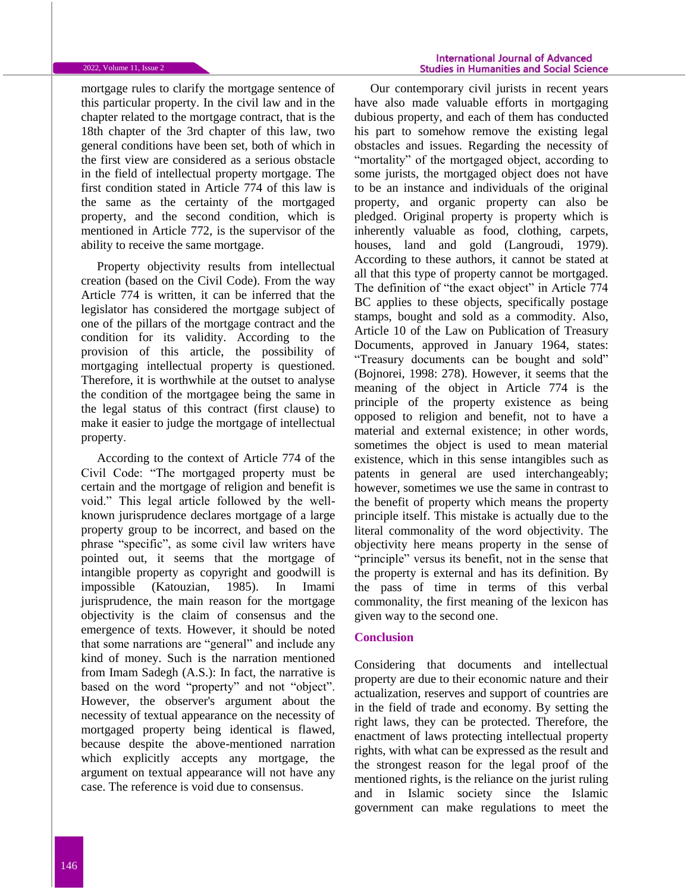mortgage rules to clarify the mortgage sentence of this particular property. In the civil law and in the chapter related to the mortgage contract, that is the 18th chapter of the 3rd chapter of this law, two general conditions have been set, both of which in the first view are considered as a serious obstacle in the field of intellectual property mortgage. The first condition stated in Article 774 of this law is the same as the certainty of the mortgaged property, and the second condition, which is mentioned in Article 772, is the supervisor of the ability to receive the same mortgage.

Property objectivity results from intellectual creation (based on the Civil Code). From the way Article 774 is written, it can be inferred that the legislator has considered the mortgage subject of one of the pillars of the mortgage contract and the condition for its validity. According to the provision of this article, the possibility of mortgaging intellectual property is questioned. Therefore, it is worthwhile at the outset to analyse the condition of the mortgagee being the same in the legal status of this contract (first clause) to make it easier to judge the mortgage of intellectual property.

According to the context of Article 774 of the Civil Code: "The mortgaged property must be certain and the mortgage of religion and benefit is void." This legal article followed by the well-known jurisprudence declares mortgage of a large property group to be incorrect, and based on the phrase "specific", as some civil law writers have pointed out, it seems that the mortgage of intangible property as copyright and goodwill is impossible (Katouzian, 1985). In Imami jurisprudence, the main reason for the mortgage objectivity is the claim of consensus and the emergence of texts. However, it should be noted that some narrations are "general" and include any kind of money. Such is the narration mentioned from Imam Sadegh (A.S.): In fact, the narrative is based on the word "property" and not "object". However, the observer's argument about the necessity of textual appearance on the necessity of mortgaged property being identical is flawed, because despite the above-mentioned narration which explicitly accepts any mortgage, the argument on textual appearance will not have any case. The reference is void due to consensus.

Our contemporary civil jurists in recent years have also made valuable efforts in mortgaging dubious property, and each of them has conducted his part to somehow remove the existing legal obstacles and issues. Regarding the necessity of "mortality" of the mortgaged object, according to some jurists, the mortgaged object does not have to be an instance and individuals of the original property, and organic property can also be pledged. Original property is property which is inherently valuable as food, clothing, carpets, houses, land and gold (Langroudi, 1979). According to these authors, it cannot be stated at all that this type of property cannot be mortgaged. The definition of "the exact object" in Article 774 BC applies to these objects, specifically postage stamps, bought and sold as a commodity. Also, Article 10 of the Law on Publication of Treasury Documents, approved in January 1964, states: "Treasury documents can be bought and sold" (Bojnorei, 1998: 278). However, it seems that the meaning of the object in Article 774 is the principle of the property existence as being opposed to religion and benefit, not to have a material and external existence; in other words, sometimes the object is used to mean material existence, which in this sense intangibles such as patents in general are used interchangeably; however, sometimes we use the same in contrast to the benefit of property which means the property principle itself. This mistake is actually due to the literal commonality of the word objectivity. The objectivity here means property in the sense of "principle" versus its benefit, not in the sense that the property is external and has its definition. By the pass of time in terms of this verbal commonality, the first meaning of the lexicon has given way to the second one.

## Conclusion

Considering that documents and intellectual property are due to their economic nature and their actualization, reserves and support of countries are in the field of trade and economy. By setting the right laws, they can be protected. Therefore, the enactment of laws protecting intellectual property rights, with what can be expressed as the result and the strongest reason for the legal proof of the mentioned rights, is the reliance on the jurist ruling and in Islamic society since the Islamic government can make regulations to meet the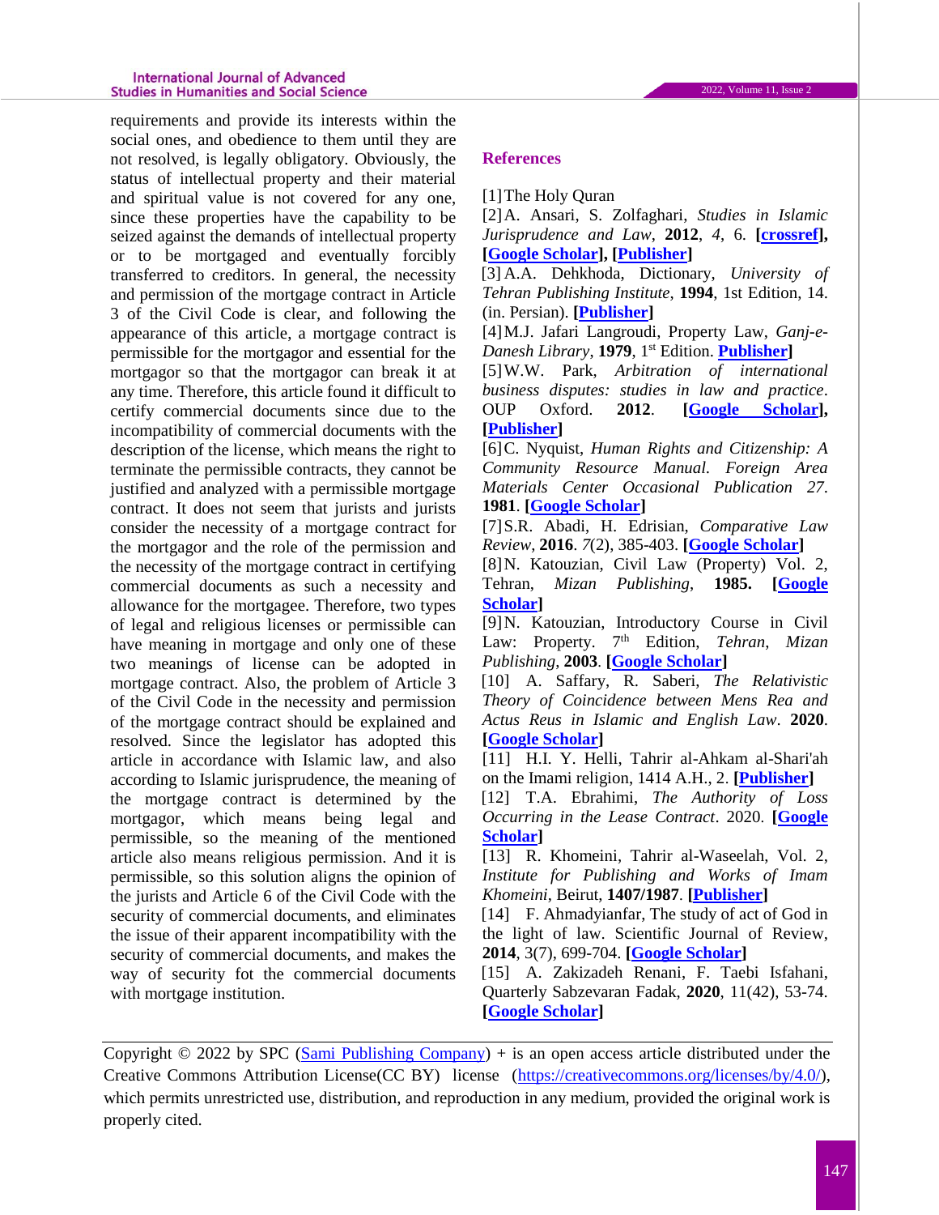requirements and provide its interests within the social ones, and obedience to them until they are not resolved, is legally obligatory. Obviously, the status of intellectual property and their material and spiritual value is not covered for any one, since these properties have the capability to be seized against the demands of intellectual property or to be mortgaged and eventually forcibly transferred to creditors. In general, the necessity and permission of the mortgage contract in Article 3 of the Civil Code is clear, and following the appearance of this article, a mortgage contract is permissible for the mortgagor and essential for the mortgagor so that the mortgagor can break it at any time. Therefore, this article found it difficult to certify commercial documents since due to the incompatibility of commercial documents with the description of the license, which means the right to terminate the permissible contracts, they cannot be justified and analyzed with a permissible mortgage contract. It does not seem that jurists and jurists consider the necessity of a mortgage contract for the mortgagor and the role of the permission and the necessity of the mortgage contract in certifying commercial documents as such a necessity and allowance for the mortgagee. Therefore, two types of legal and religious licenses or permissible can have meaning in mortgage and only one of these two meanings of license can be adopted in mortgage contract. Also, the problem of Article 3 of the Civil Code in the necessity and permission of the mortgage contract should be explained and resolved. Since the legislator has adopted this article in accordance with Islamic law, and also according to Islamic jurisprudence, the meaning of the mortgage contract is determined by the mortgagor, which means being legal and permissible, so the meaning of the mentioned article also means religious permission. And it is permissible, so this solution aligns the opinion of the jurists and Article 6 of the Civil Code with the security of commercial documents, and eliminates the issue of their apparent incompatibility with the security of commercial documents, and makes the way of security fot the commercial documents with mortgage institution.

## References

[1] The Holy Quran

[2] A. Ansari, S. Zolfaghari, *Studies in Islamic Jurisprudence and Law*, **2012**, *4*, 6. **[crossref], [Google Scholar], [Publisher]**

[3] A.A. Dehkhoda, Dictionary, *University of Tehran Publishing Institute*, **1994**, 1st Edition, 14. (in. Persian). **[Publisher]**

[4] M.J. Jafari Langroudi, Property Law, *Ganj-e-Danesh Library*, **1979**, 1st Edition. **Publisher]**

[5] W.W. Park, *Arbitration of international business disputes: studies in law and practice*. OUP Oxford. **2012**. **[Google Scholar], [Publisher]**

[6] C. Nyquist, *Human Rights and Citizenship: A Community Resource Manual. Foreign Area Materials Center Occasional Publication 27*. **1981**. **[Google Scholar]**

[7] S.R. Abadi, H. Edrisian, *Comparative Law Review*, **2016**. *7*(2), 385-403. **[Google Scholar]**

[8] N. Katouzian, Civil Law (Property) Vol. 2, Tehran, *Mizan Publishing*, **1985.** **[Google Scholar]**

[9] N. Katouzian, Introductory Course in Civil Law: Property. 7th Edition, *Tehran, Mizan Publishing*, **2003**. **[Google Scholar]**

[10] A. Saffary, R. Saberi, *The Relativistic Theory of Coincidence between Mens Rea and Actus Reus in Islamic and English Law*. **2020**. **[Google Scholar]**

[11] H.I. Y. Helli, Tahrir al-Ahkam al-Shari'ah on the Imami religion, 1414 A.H., 2. **[Publisher]**

[12] T.A. Ebrahimi, *The Authority of Loss Occurring in the Lease Contract*. 2020. **[Google Scholar]**

[13] R. Khomeini, Tahrir al-Waseelah, Vol. 2, *Institute for Publishing and Works of Imam Khomeini*, Beirut, **1407/1987**. **[Publisher]**

[14] F. Ahmadyianfar, The study of act of God in the light of law. Scientific Journal of Review, **2014**, 3(7), 699-704. **[Google Scholar]**

[15] A. Zakizadeh Renani, F. Taebi Isfahani, Quarterly Sabzevaran Fadak, **2020**, 11(42), 53-74. **[Google Scholar]**

Copyright © 2022 by SPC (Sami Publishing Company) + is an open access article distributed under the Creative Commons Attribution License(CC BY) license (https://creativecommons.org/licenses/by/4.0/), which permits unrestricted use, distribution, and reproduction in any medium, provided the original work is properly cited.